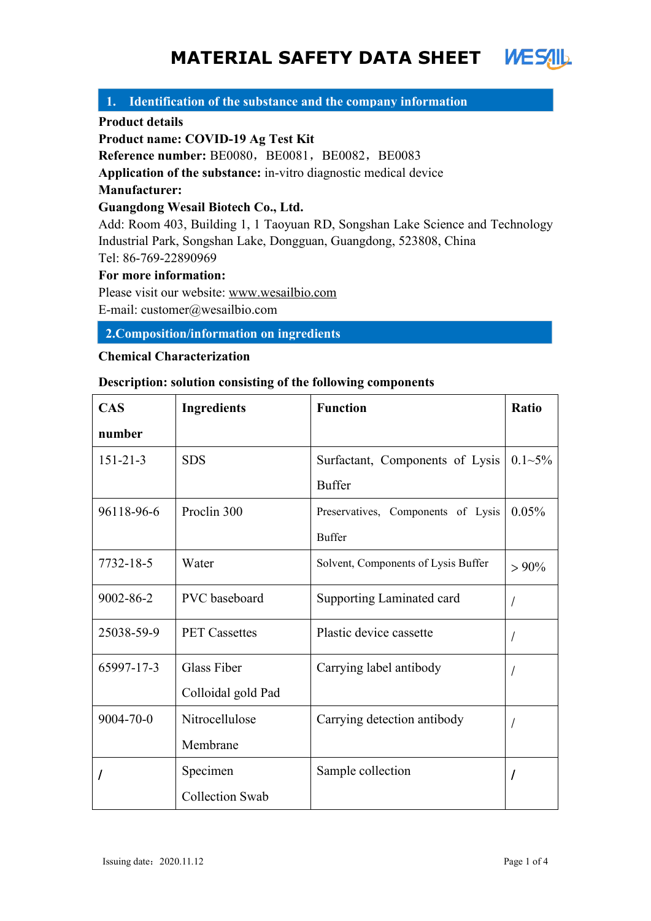# MATERIAL SAFETY DATA SHEET

## 1. Identification of the substance and the company information

**Product details**

**Product name: COVID-19 Ag Test Kit**

**Reference number:** BE0080，BE0081，BE0082，BE0083

**Application of the substance:** in-vitro diagnostic medical device

**Manufacturer:**

**Guangdong Wesail Biotech Co., Ltd.**

Add: Room 403, Building 1, 1 Taoyuan RD, Songshan Lake Science and Technology Industrial Park, Songshan Lake, Dongguan, Guangdong, 523808, China

Tel: 86-769-22890969

**For more information:**

Please visit our website: www.wesailbio.com

E-mail: customer@wesailbio.com

## 2.Composition/information on ingredients

**Chemical Characterization**

**Description: solution consisting of the following components**

| CAS number | Ingredients | Function | Ratio |
|---|---|---|---|
| 151-21-3 | SDS | Surfactant, Components of Lysis Buffer | 0.1~5% |
| 96118-96-6 | Proclin 300 | Preservatives, Components of Lysis Buffer | 0.05% |
| 7732-18-5 | Water | Solvent, Components of Lysis Buffer | ＞90% |
| 9002-86-2 | PVC baseboard | Supporting Laminated card | / |
| 25038-59-9 | PET Cassettes | Plastic device cassette | / |
| 65997-17-3 | Glass Fiber Colloidal gold Pad | Carrying label antibody | / |
| 9004-70-0 | Nitrocellulose Membrane | Carrying detection antibody | / |
| / | Specimen Collection Swab | Sample collection | / |

Issuing date：2020.11.12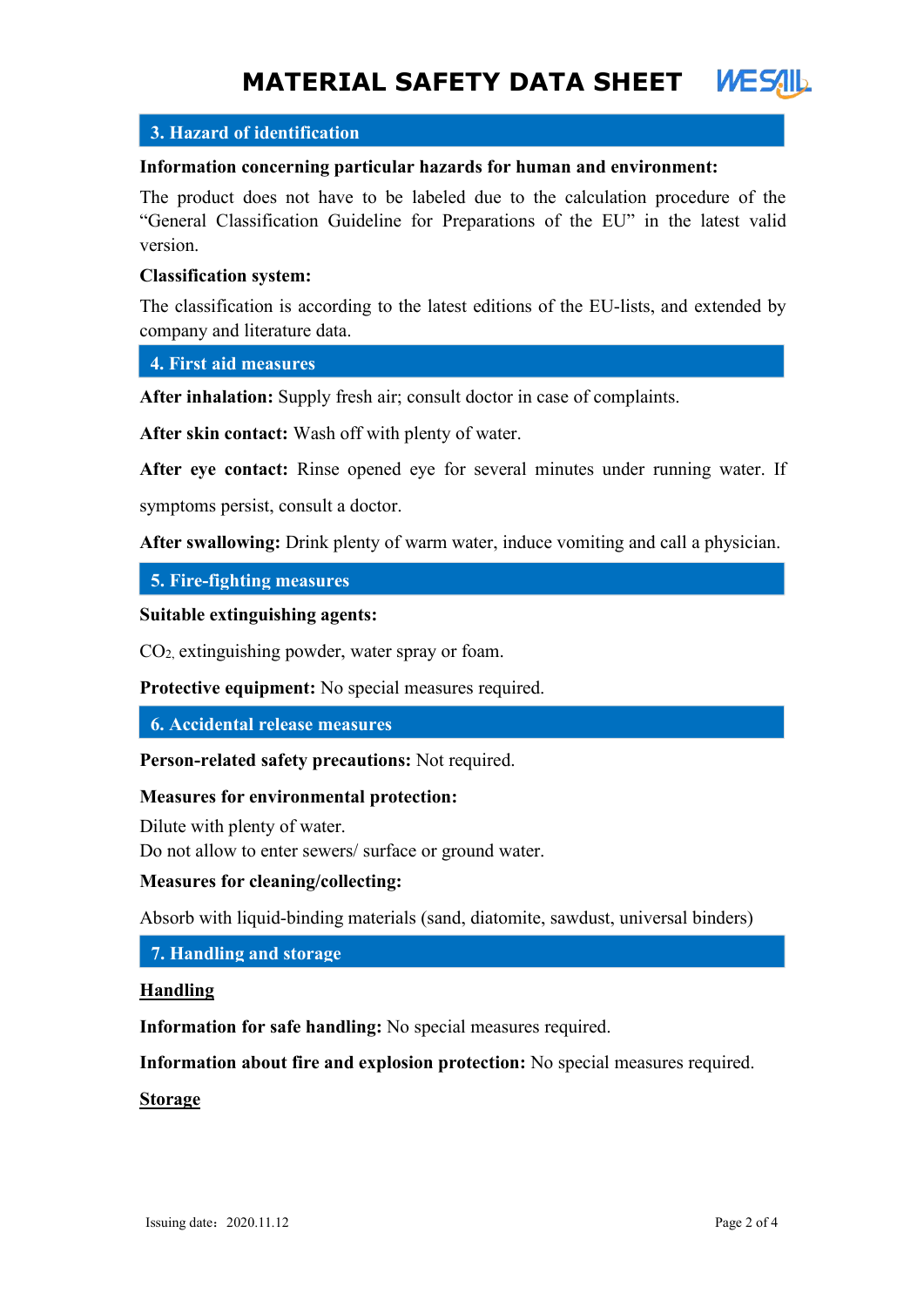## 3. Hazard of identification

**Information concerning particular hazards for human and environment:**

The product does not have to be labeled due to the calculation procedure of the "General Classification Guideline for Preparations of the EU" in the latest valid version.

**Classification system:**

The classification is according to the latest editions of the EU-lists, and extended by company and literature data.

## 4. First aid measures

**After inhalation:** Supply fresh air; consult doctor in case of complaints.

**After skin contact:** Wash off with plenty of water.

**After eye contact:** Rinse opened eye for several minutes under running water. If symptoms persist, consult a doctor.

**After swallowing:** Drink plenty of warm water, induce vomiting and call a physician.

## 5. Fire-fighting measures

**Suitable extinguishing agents:**

$CO_2$, extinguishing powder, water spray or foam.

**Protective equipment:** No special measures required.

## 6. Accidental release measures

**Person-related safety precautions:** Not required.

**Measures for environmental protection:**

Dilute with plenty of water.
Do not allow to enter sewers/ surface or ground water.

**Measures for cleaning/collecting:**

Absorb with liquid-binding materials (sand, diatomite, sawdust, universal binders)

## 7. Handling and storage

**Handling**

**Information for safe handling:** No special measures required.

**Information about fire and explosion protection:** No special measures required.

**Storage**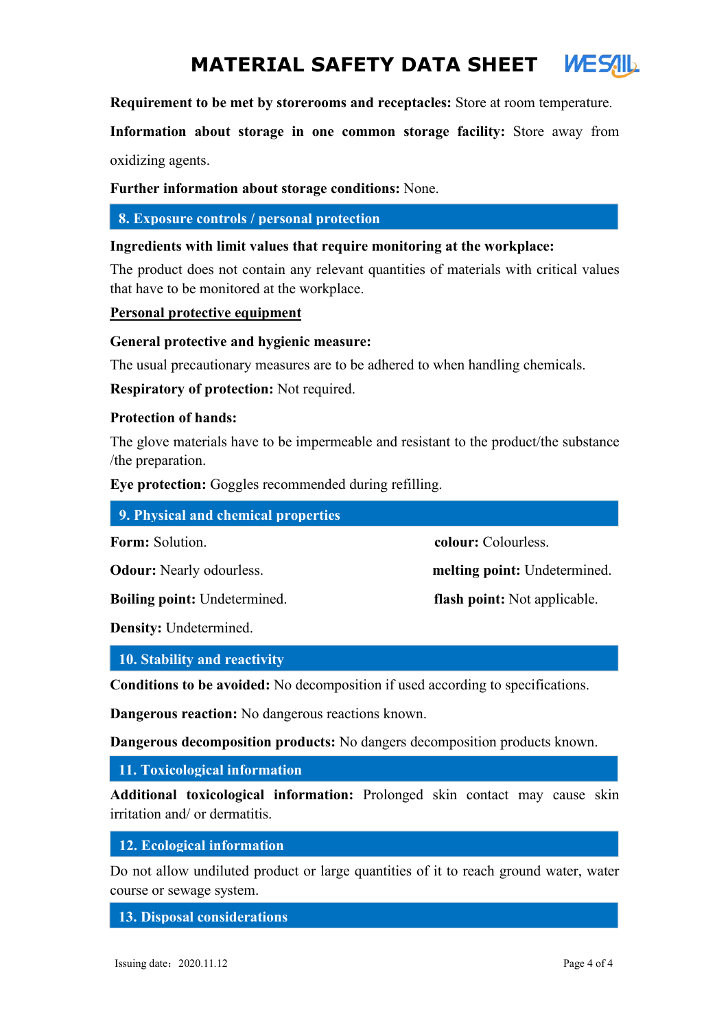**Requirement to be met by storerooms and receptacles:** Store at room temperature.

**Information about storage in one common storage facility:** Store away from oxidizing agents.

**Further information about storage conditions:** None.

## 8. Exposure controls / personal protection

**Ingredients with limit values that require monitoring at the workplace:**

The product does not contain any relevant quantities of materials with critical values that have to be monitored at the workplace.

**Personal protective equipment**

**General protective and hygienic measure:**

The usual precautionary measures are to be adhered to when handling chemicals.

**Respiratory of protection:** Not required.

**Protection of hands:**

The glove materials have to be impermeable and resistant to the product/the substance /the preparation.

**Eye protection:** Goggles recommended during refilling.

## 9. Physical and chemical properties

**Form:** Solution.

**colour:** Colourless.

**Odour:** Nearly odourless.

**melting point:** Undetermined.

**Boiling point:** Undetermined.

**flash point:** Not applicable.

**Density:** Undetermined.

## 10. Stability and reactivity

**Conditions to be avoided:** No decomposition if used according to specifications.

**Dangerous reaction:** No dangerous reactions known.

**Dangerous decomposition products:** No dangers decomposition products known.

## 11. Toxicological information

**Additional toxicological information:** Prolonged skin contact may cause skin irritation and/ or dermatitis.

## 12. Ecological information

Do not allow undiluted product or large quantities of it to reach ground water, water course or sewage system.

## 13. Disposal considerations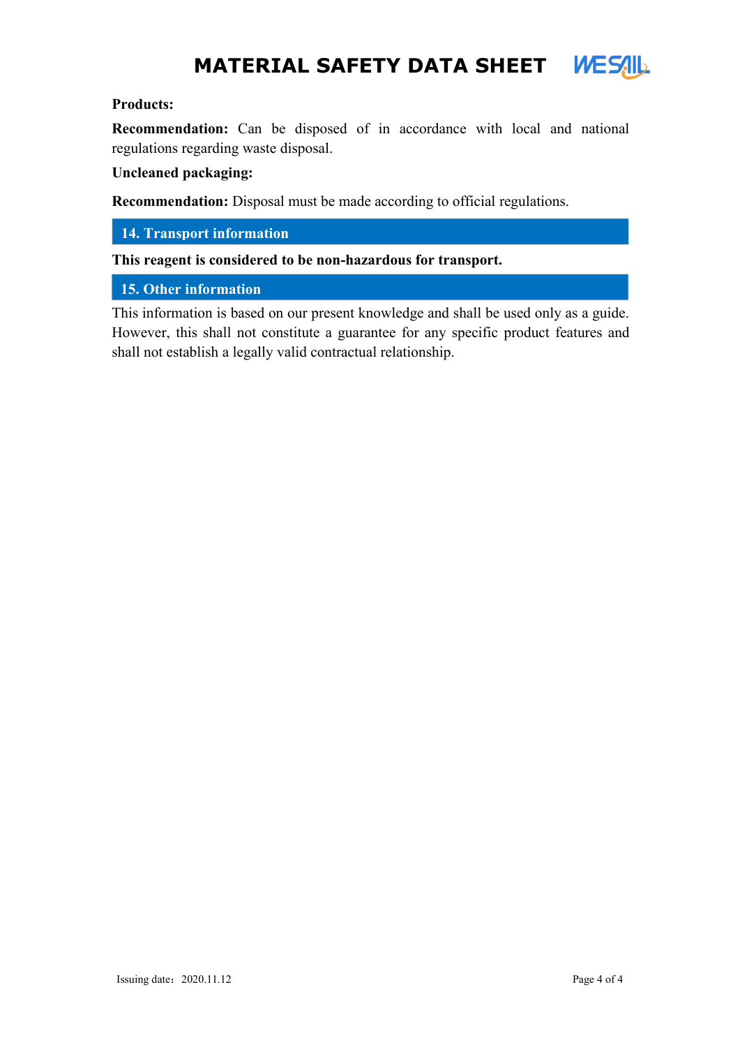**Products:**

**Recommendation:** Can be disposed of in accordance with local and national regulations regarding waste disposal.

**Uncleaned packaging:**

**Recommendation:** Disposal must be made according to official regulations.

## 14. Transport information

**This reagent is considered to be non-hazardous for transport.**

## 15. Other information

This information is based on our present knowledge and shall be used only as a guide. However, this shall not constitute a guarantee for any specific product features and shall not establish a legally valid contractual relationship.

Issuing date：2020.11.12